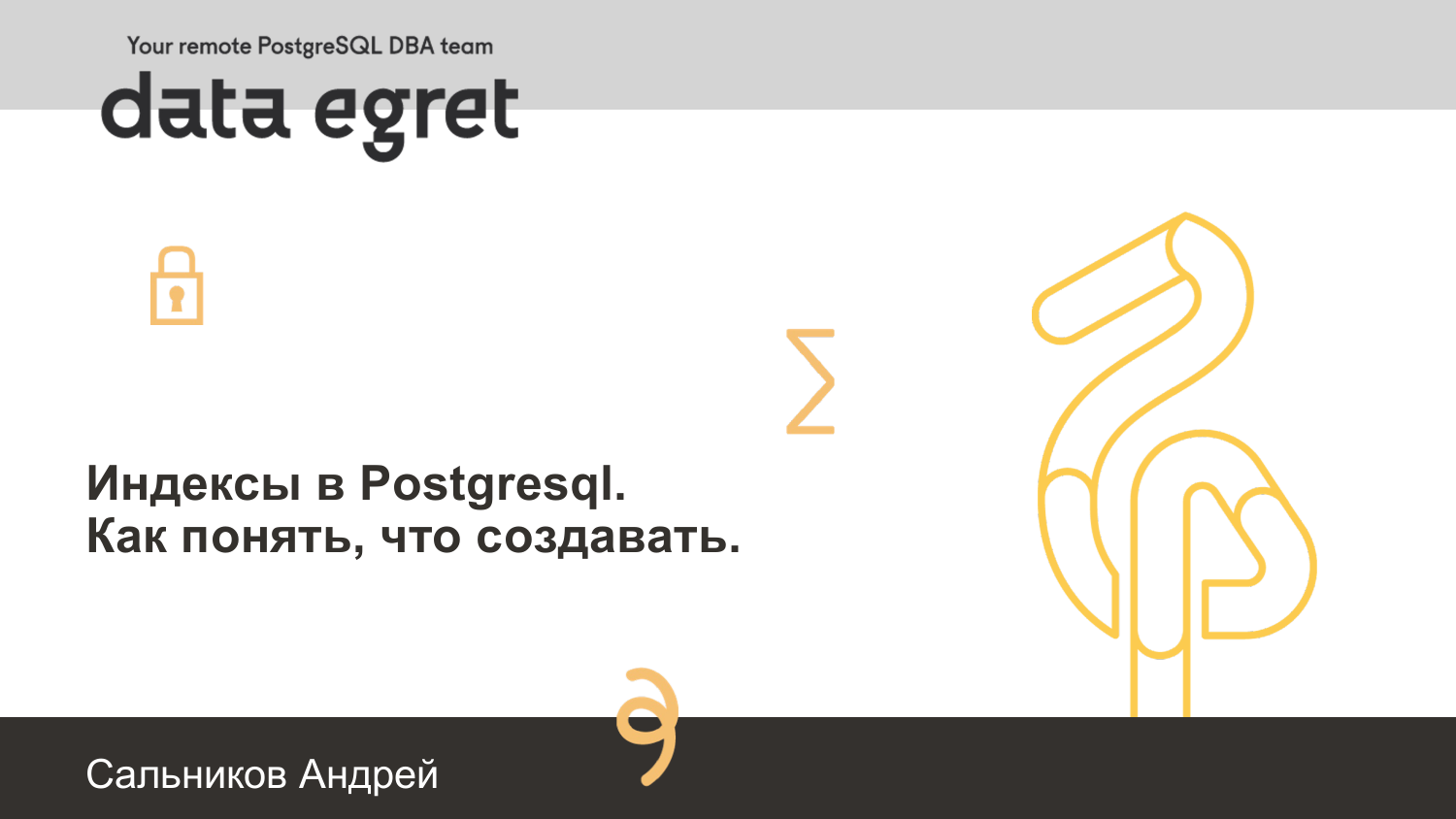Your remote PostgreSQL DBA team

data egret

# Индексы в Postgresql. Как понять, что создавать.

Сальников Андрей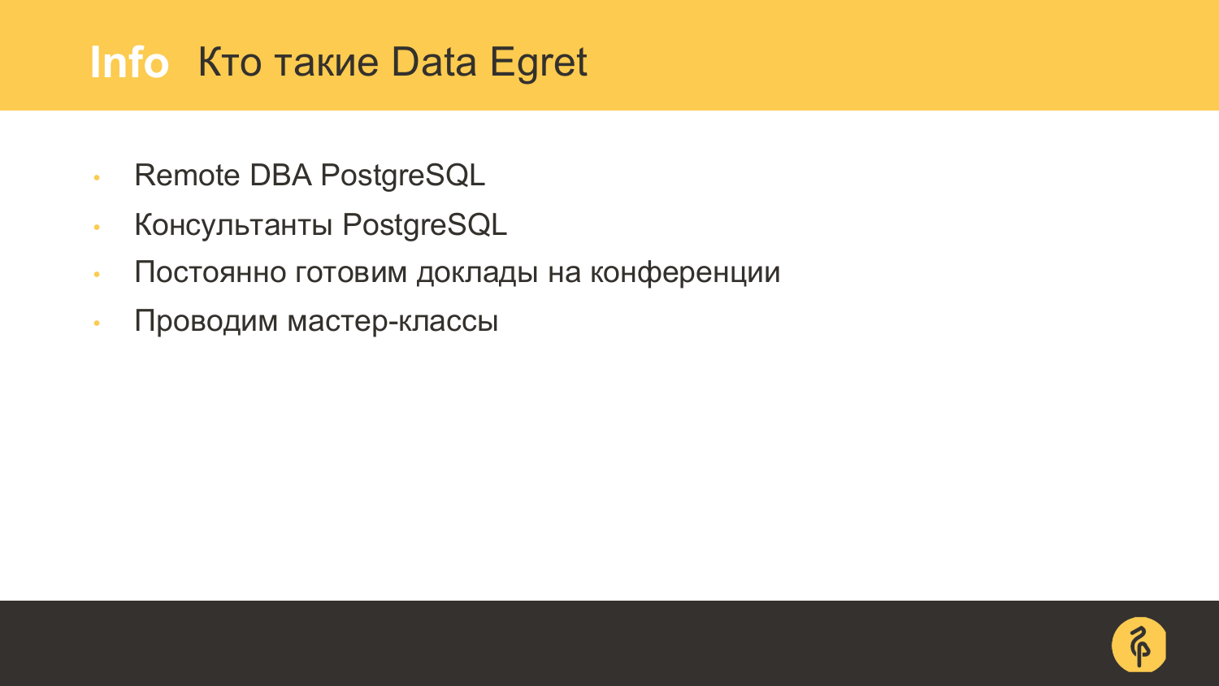# Info Кто такие Data Egret

- Remote DBA PostgreSQL
- Консультанты PostgreSQL
- Постоянно готовим доклады на конференции
- Проводим мастер-классы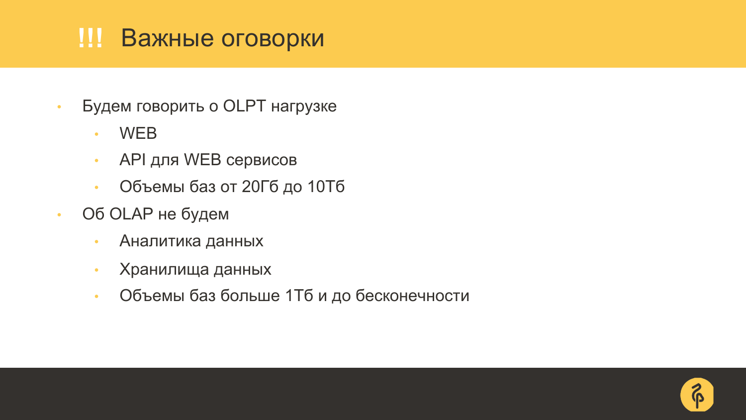# !!! Важные оговорки

- Будем говорить о OLPT нагрузке
  - WEB
  - API для WEB сервисов
  - Объемы баз от 20Гб до 10Тб
- Об OLAP не будем
  - Аналитика данных
  - Хранилища данных
  - Объемы баз больше 1Тб и до бесконечности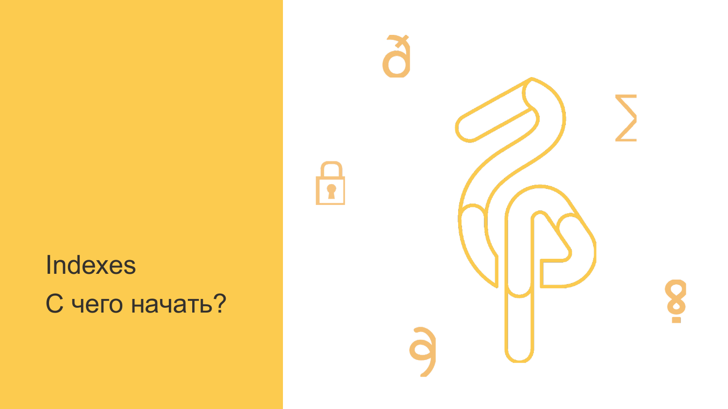# Indexes

# С чего начать?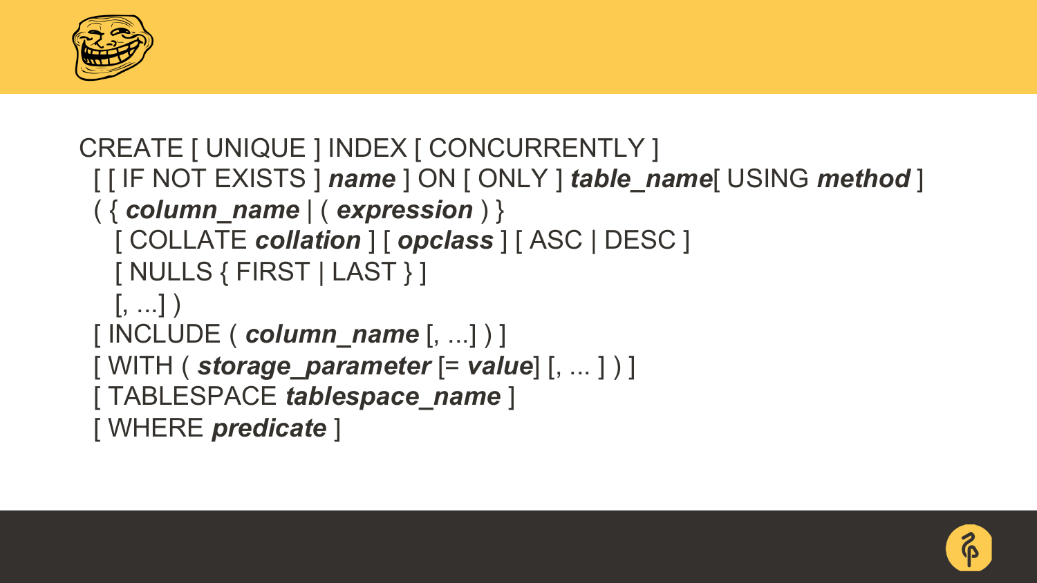```
CREATE [ UNIQUE ] INDEX [ CONCURRENTLY ]
  [ [ IF NOT EXISTS ] name ] ON [ ONLY ] table_name[ USING method ]
  ( { column_name | ( expression ) }
    [ COLLATE collation ] [ opclass ] [ ASC | DESC ]
    [ NULLS { FIRST | LAST } ]
    [, ...] )
  [ INCLUDE ( column_name [, ...] ) ]
  [ WITH ( storage_parameter [= value] [, ... ] ) ]
  [ TABLESPACE tablespace_name ]
  [ WHERE predicate ]
```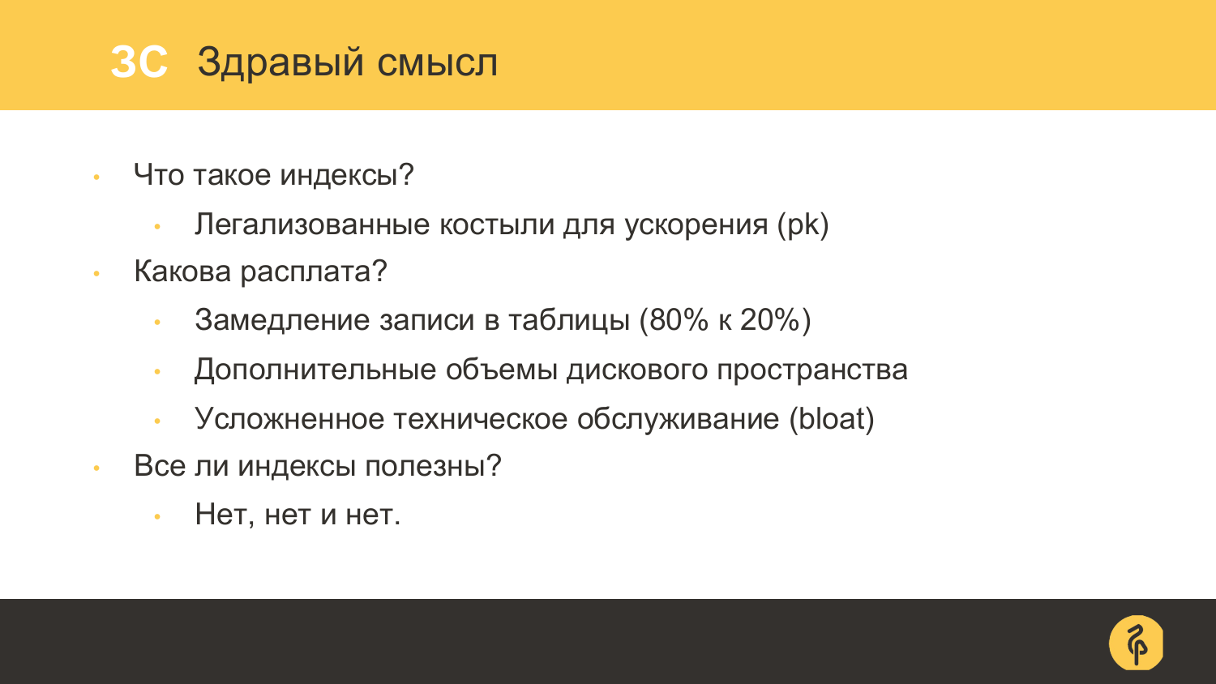# 3С Здравый смысл

- Что такое индексы?
  - Легализованные костыли для ускорения (pk)
- Какова расплата?
  - Замедление записи в таблицы (80% к 20%)
  - Дополнительные объемы дискового пространства
  - Усложненное техническое обслуживание (bloat)
- Все ли индексы полезны?
  - Нет, нет и нет.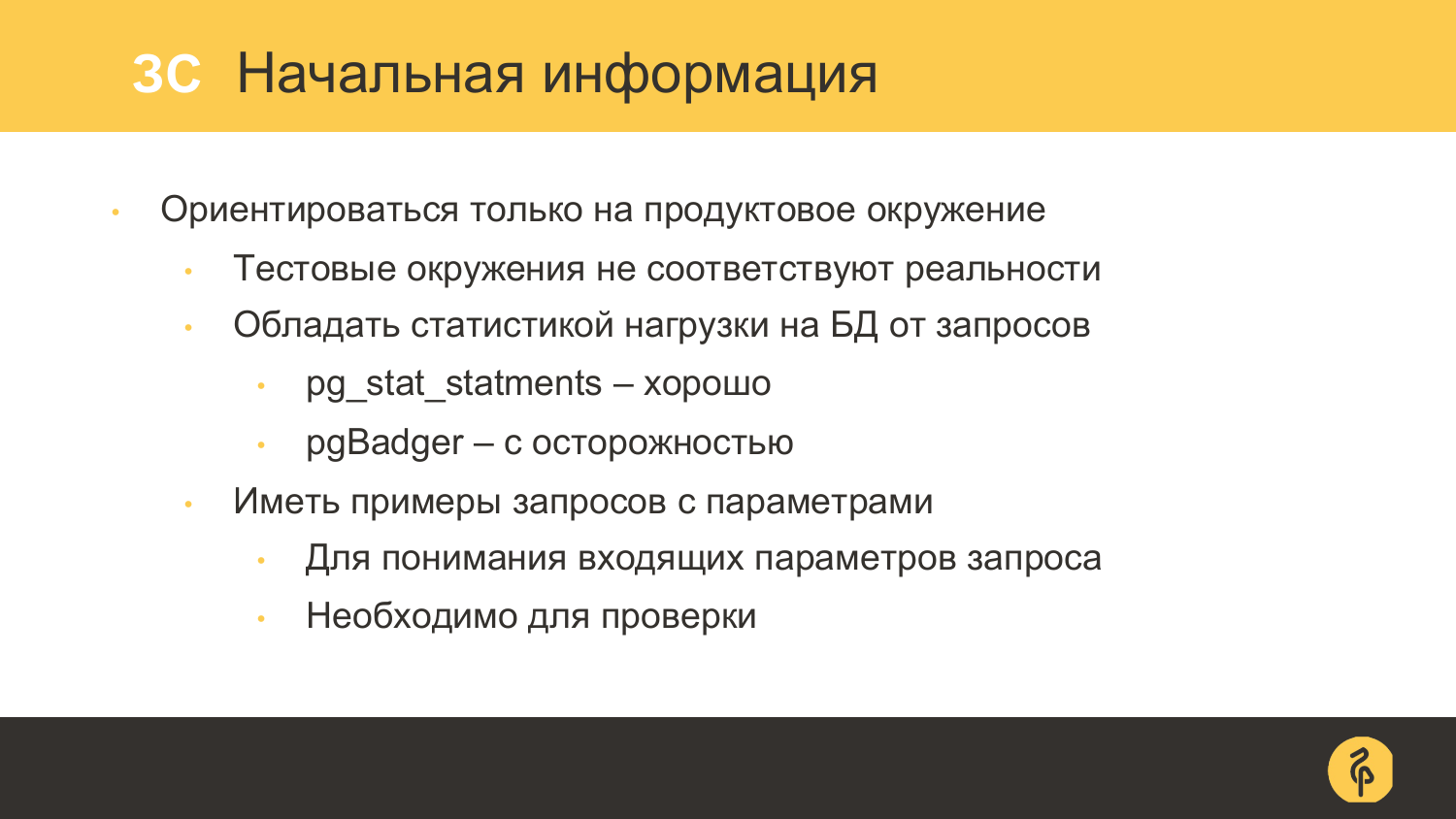# 3C Начальная информация

- Ориентироваться только на продуктовое окружение
  - Тестовые окружения не соответствуют реальности
  - Обладать статистикой нагрузки на БД от запросов
    - pg_stat_statments – хорошо
    - pgBadger – с осторожностью
  - Иметь примеры запросов с параметрами
    - Для понимания входящих параметров запроса
    - Необходимо для проверки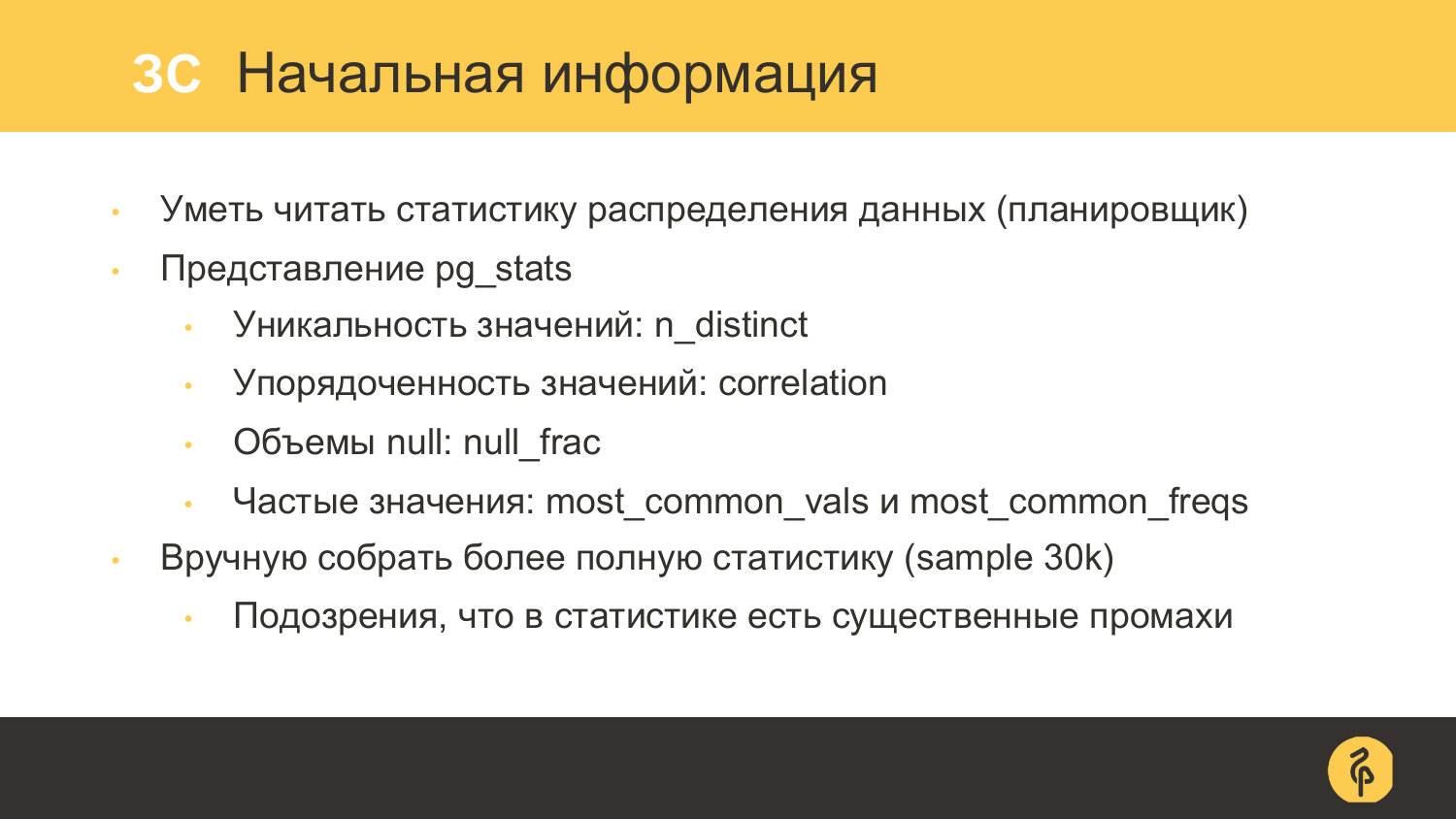# 3C Начальная информация

- Уметь читать статистику распределения данных (планировщик)
- Представление pg_stats
  - Уникальность значений: n_distinct
  - Упорядоченность значений: correlation
  - Объемы null: null_frac
  - Частые значения: most_common_vals и most_common_freqs
- Вручную собрать более полную статистику (sample 30k)
  - Подозрения, что в статистике есть существенные промахи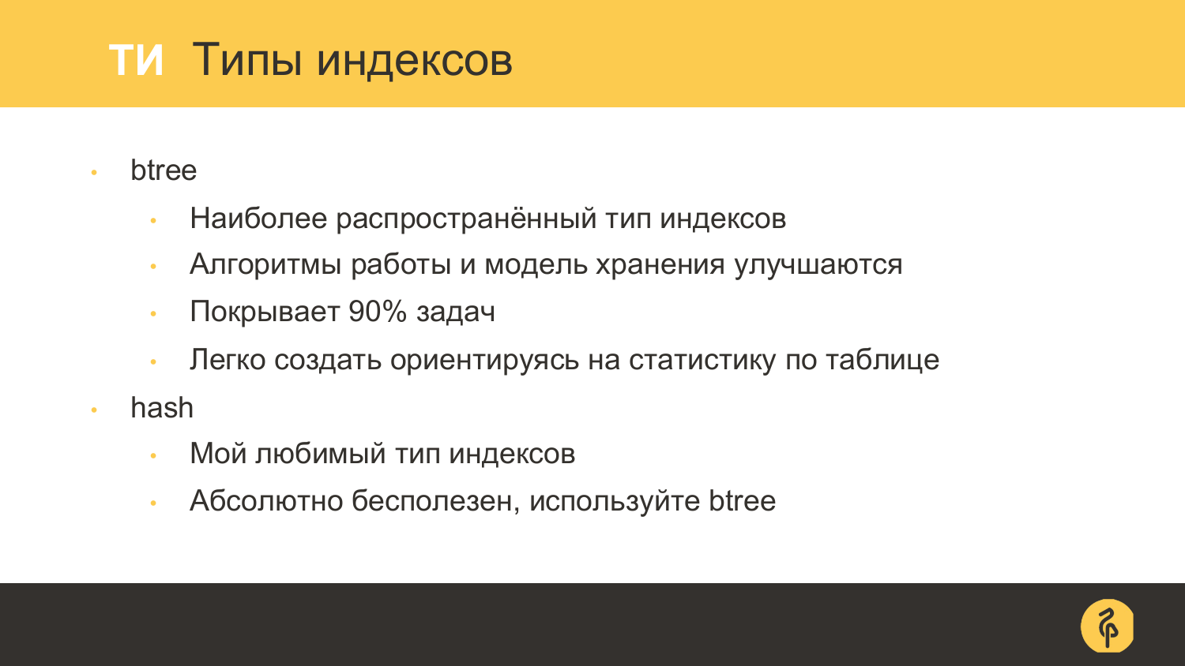# ТИ Типы индексов

- btree
  - Наиболее распространённый тип индексов
  - Алгоритмы работы и модель хранения улучшаются
  - Покрывает 90% задач
  - Легко создать ориентируясь на статистику по таблице
- hash
  - Мой любимый тип индексов
  - Абсолютно бесполезен, используйте btree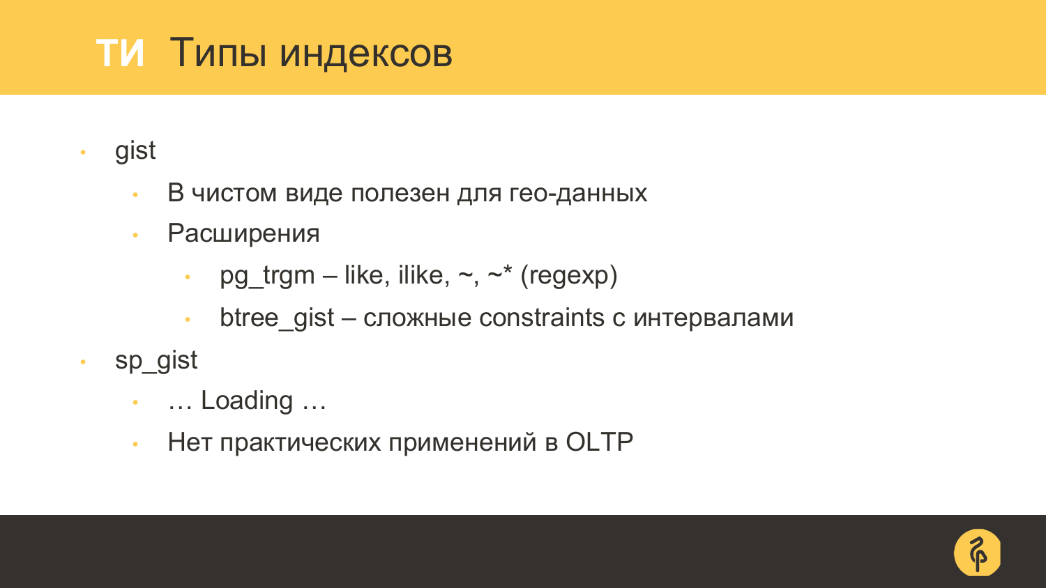# ТИ Типы индексов

- gist
  - В чистом виде полезен для гео-данных
  - Расширения
    - pg_trgm – like, ilike, ~, ~* (regexp)
    - btree_gist – сложные constraints с интервалами
- sp_gist
  - … Loading …
  - Нет практических применений в OLTP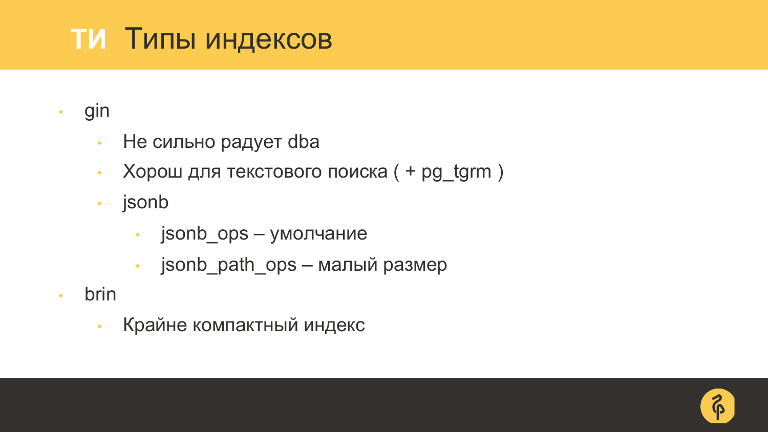# ТИ Типы индексов

- gin
  - Не сильно радует dba
  - Хорош для текстового поиска ( + pg_tgrm )
  - jsonb
    - jsonb_ops – умолчание
    - jsonb_path_ops – малый размер
- brin
  - Крайне компактный индекс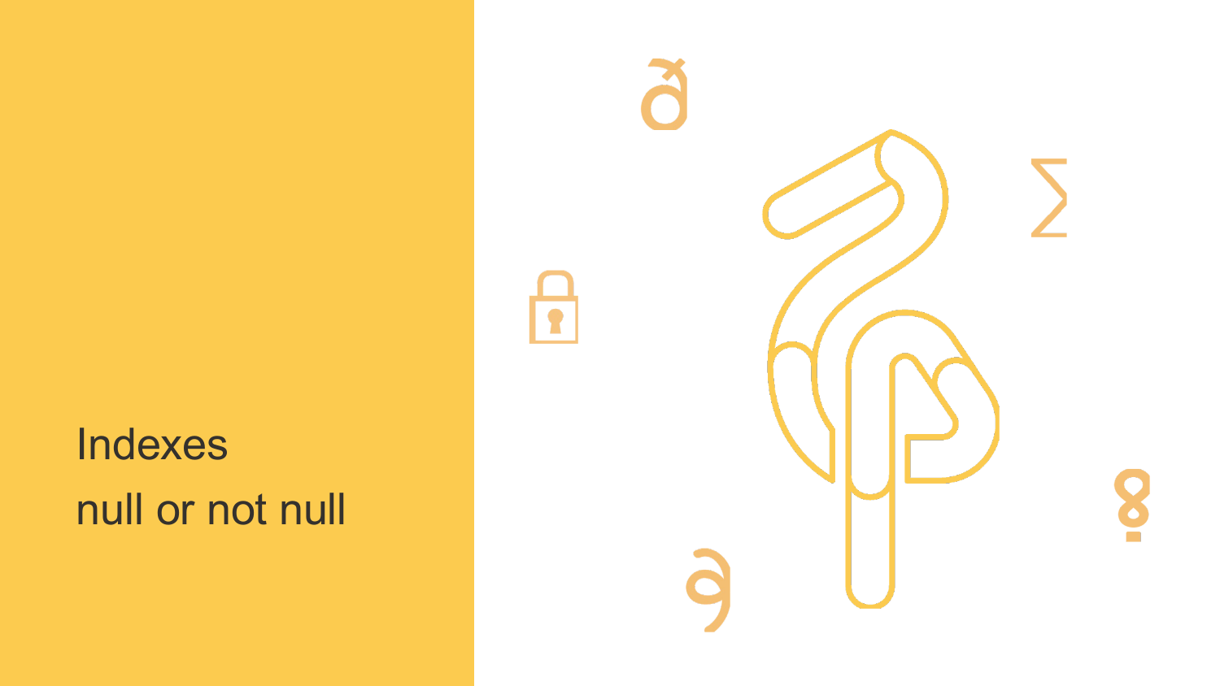# Indexes

## null or not null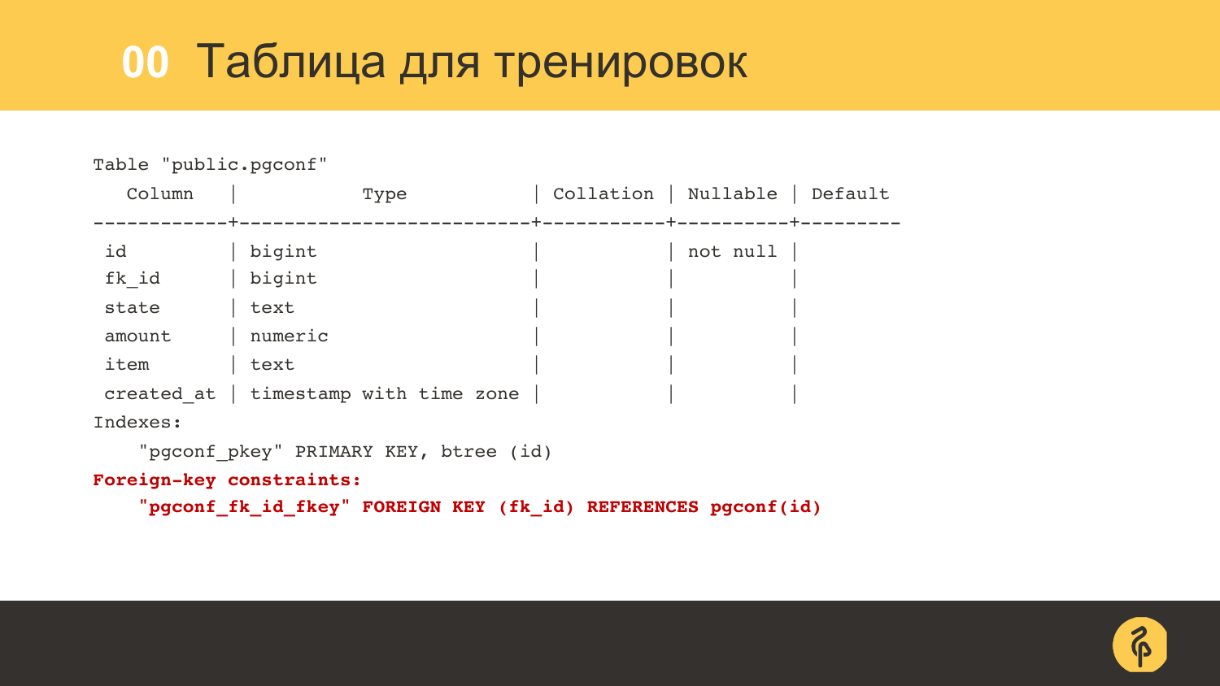# 00 Таблица для тренировок

```
Table "public.pgconf"
   Column    |           Type           | Collation | Nullable | Default
------------+--------------------------+-----------+----------+---------
 id         | bigint                   |           | not null |
 fk_id      | bigint                   |           |          |
 state      | text                     |           |          |
 amount     | numeric                  |           |          |
 item       | text                     |           |          |
 created_at | timestamp with time zone |           |          |
Indexes:
    "pgconf_pkey" PRIMARY KEY, btree (id)
Foreign-key constraints:
    "pgconf_fk_id_fkey" FOREIGN KEY (fk_id) REFERENCES pgconf(id)
```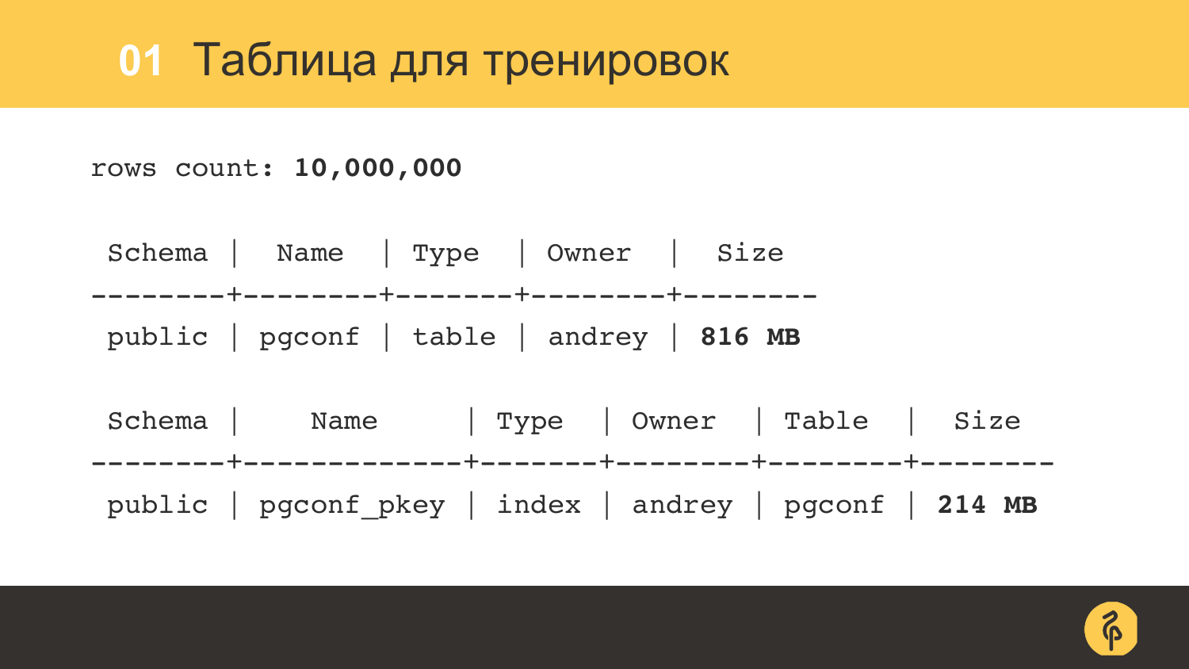# 01 Таблица для тренировок

rows count: **10,000,000**

```
 Schema |  Name  | Type  | Owner  |  Size
--------+--------+-------+--------+--------
 public | pgconf | table | andrey | 816 MB
```

```
 Schema |    Name     | Type  | Owner  | Table  |  Size
--------+-------------+-------+--------+--------+--------
 public | pgconf_pkey | index | andrey | pgconf | 214 MB
```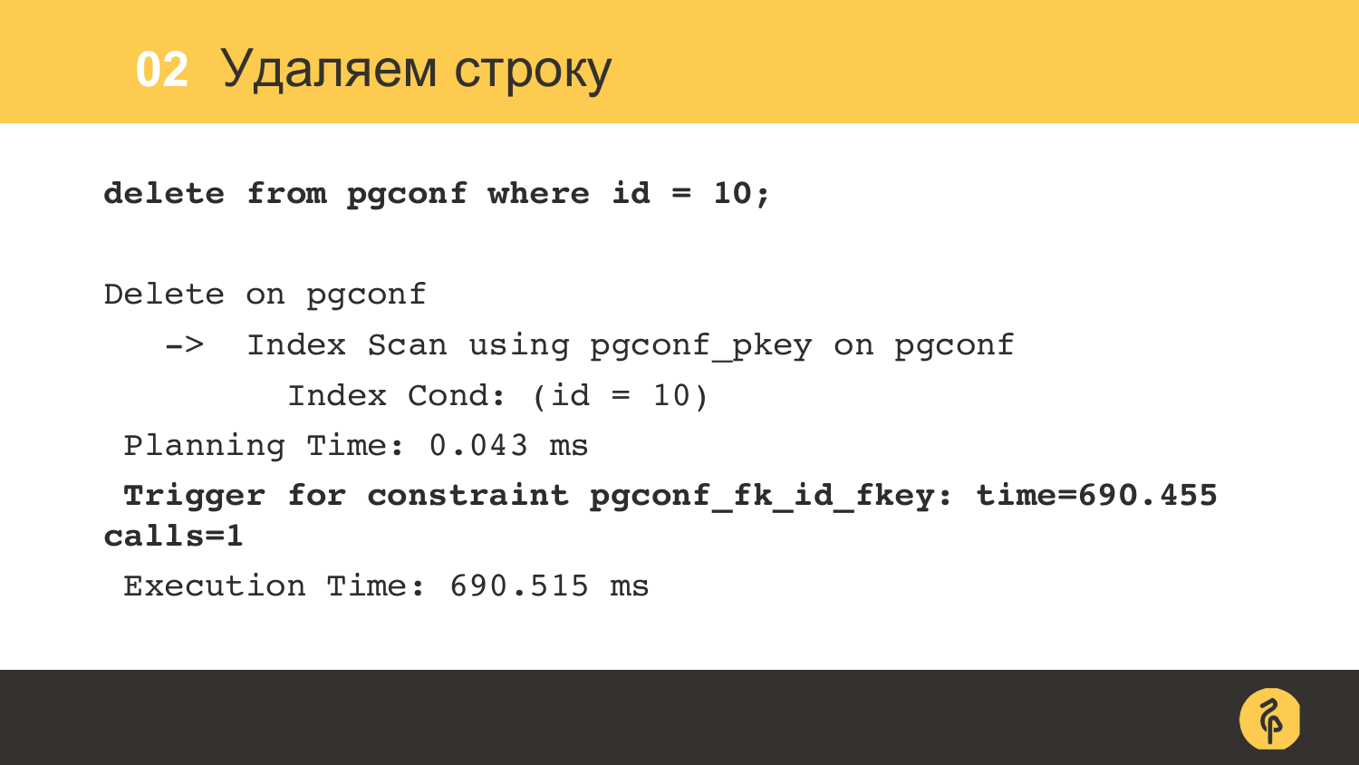## 02 Удаляем строку

```
delete from pgconf where id = 10;

Delete on pgconf
   ->  Index Scan using pgconf_pkey on pgconf
         Index Cond: (id = 10)
 Planning Time: 0.043 ms
 Trigger for constraint pgconf_fk_id_fkey: time=690.455
calls=1
 Execution Time: 690.515 ms
```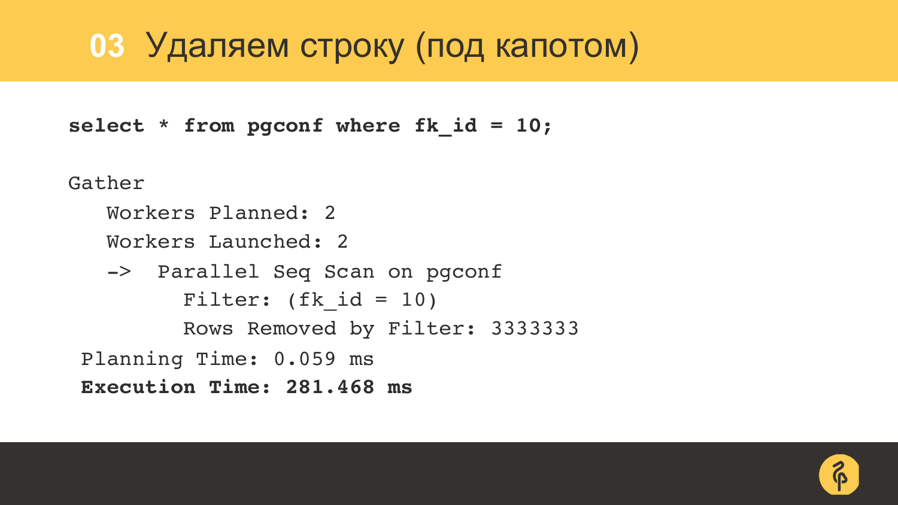# 03 Удаляем строку (под капотом)

```
select * from pgconf where fk_id = 10;

Gather
   Workers Planned: 2
   Workers Launched: 2
   ->  Parallel Seq Scan on pgconf
         Filter: (fk_id = 10)
         Rows Removed by Filter: 3333333
 Planning Time: 0.059 ms
 Execution Time: 281.468 ms
```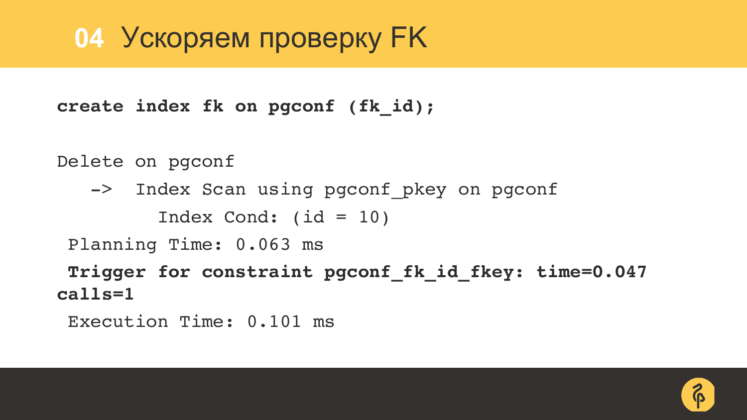# 04 Ускоряем проверку FK

```
create index fk on pgconf (fk_id);

Delete on pgconf
   ->  Index Scan using pgconf_pkey on pgconf
         Index Cond: (id = 10)
 Planning Time: 0.063 ms
 Trigger for constraint pgconf_fk_id_fkey: time=0.047
calls=1
 Execution Time: 0.101 ms
```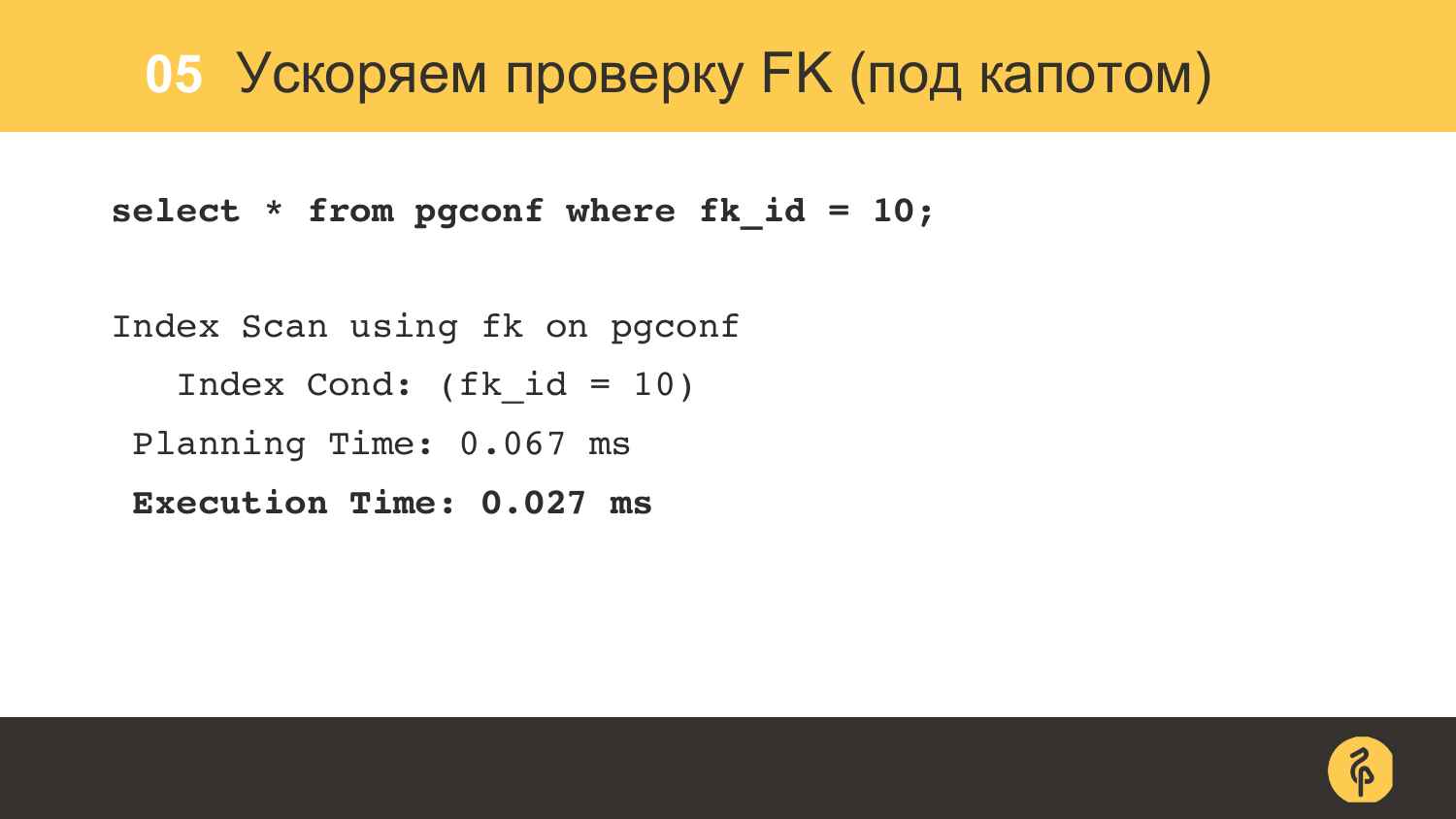# 05 Ускоряем проверку FK (под капотом)

```
select * from pgconf where fk_id = 10;

Index Scan using fk on pgconf
   Index Cond: (fk_id = 10)
 Planning Time: 0.067 ms
 Execution Time: 0.027 ms
```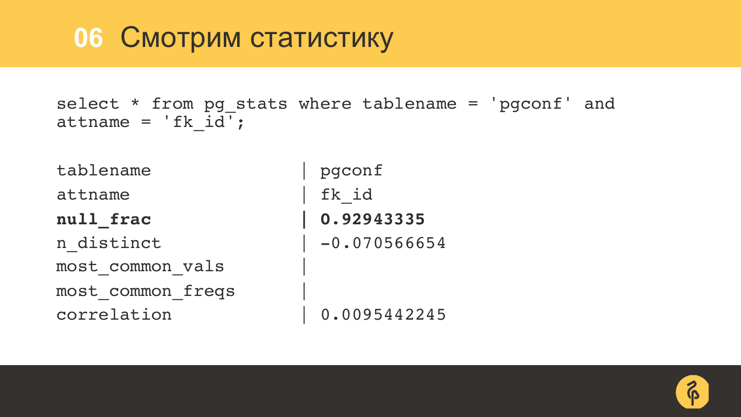# 06 Смотрим статистику

```
select * from pg_stats where tablename = 'pgconf' and
attname = 'fk_id';
```

```
tablename              | pgconf
attname                | fk_id
null_frac              | 0.92943335
n_distinct             | -0.070566654
most_common_vals       |
most_common_freqs      |
correlation            | 0.0095442245
```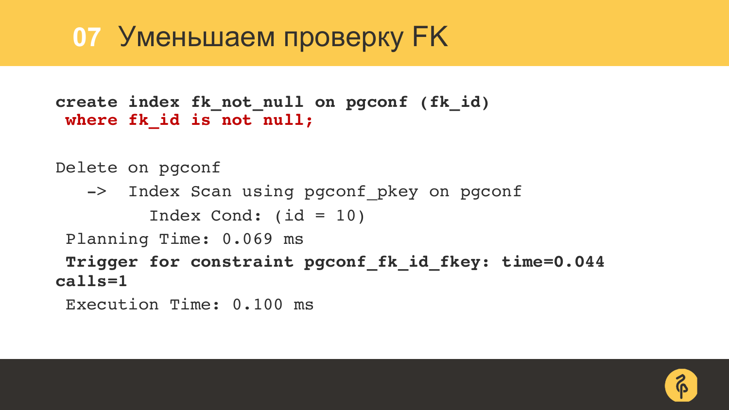# 07 Уменьшаем проверку FK

```
create index fk_not_null on pgconf (fk_id)
 where fk_id is not null;

Delete on pgconf
   ->  Index Scan using pgconf_pkey on pgconf
         Index Cond: (id = 10)
 Planning Time: 0.069 ms
 Trigger for constraint pgconf_fk_id_fkey: time=0.044
calls=1
 Execution Time: 0.100 ms
```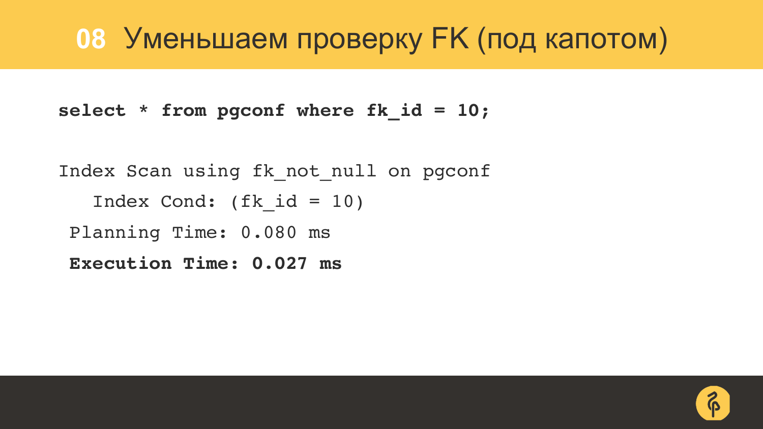# 08 Уменьшаем проверку FK (под капотом)

```
select * from pgconf where fk_id = 10;

Index Scan using fk_not_null on pgconf
   Index Cond: (fk_id = 10)
 Planning Time: 0.080 ms
 Execution Time: 0.027 ms
```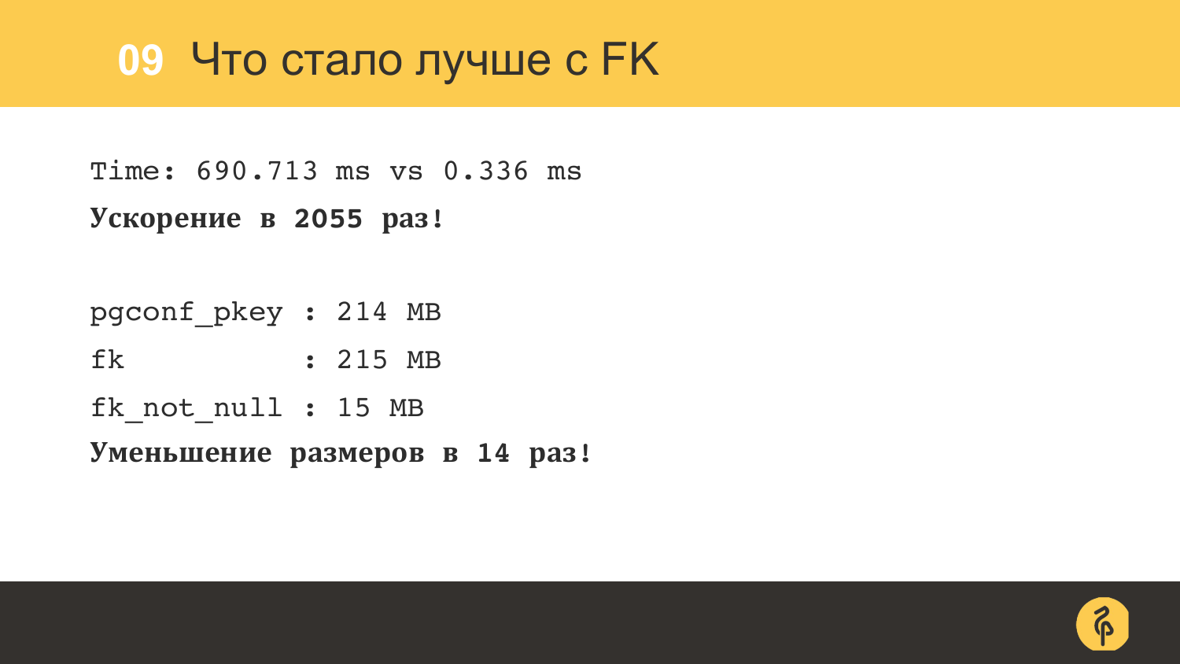# 09 Что стало лучше с FK

```
Time: 690.713 ms vs 0.336 ms
```

**Ускорение в 2055 раз!**

```
pgconf_pkey : 214 MB
fk          : 215 MB
fk_not_null : 15 MB
```

**Уменьшение размеров в 14 раз!**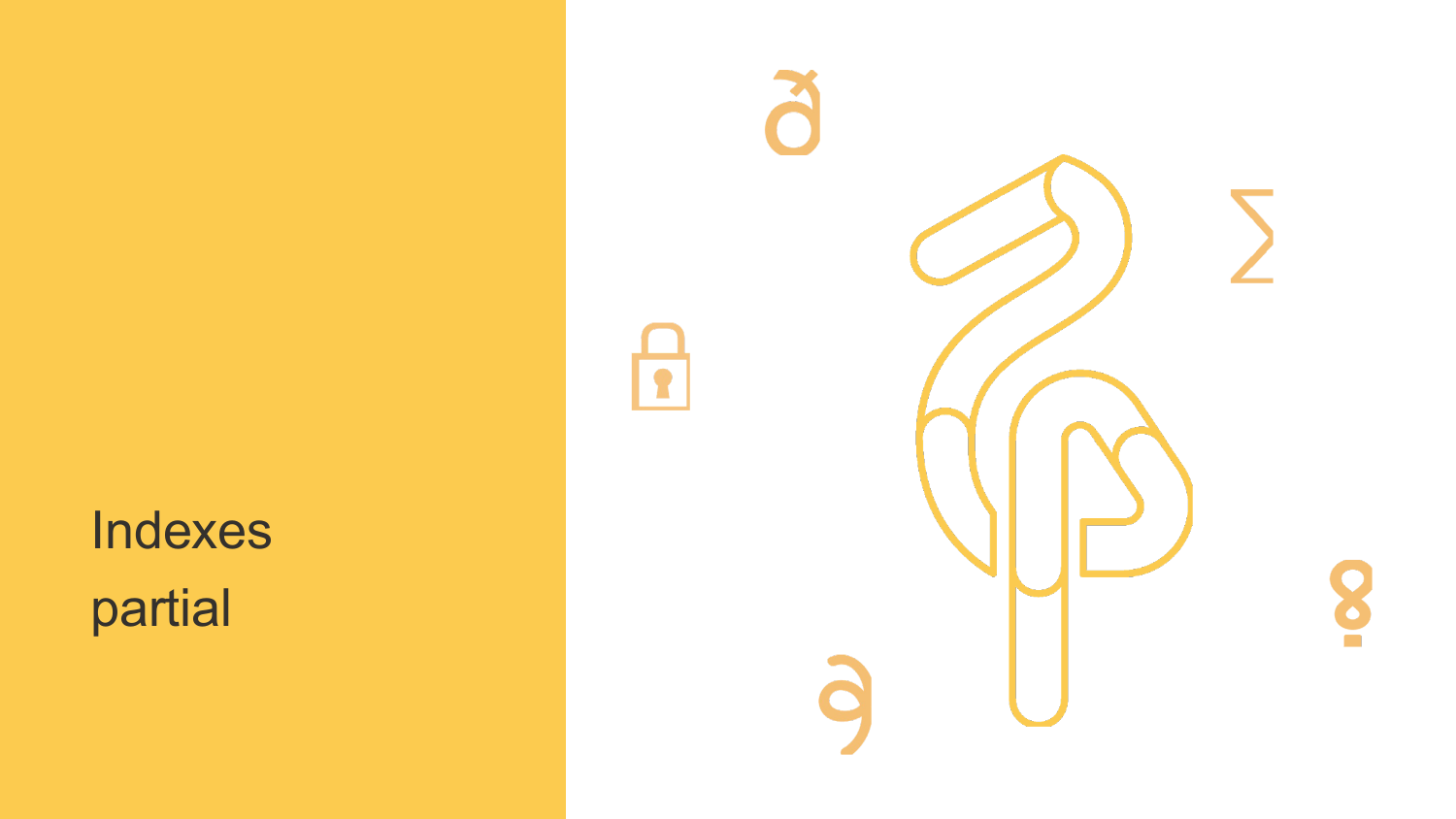# Indexes

## partial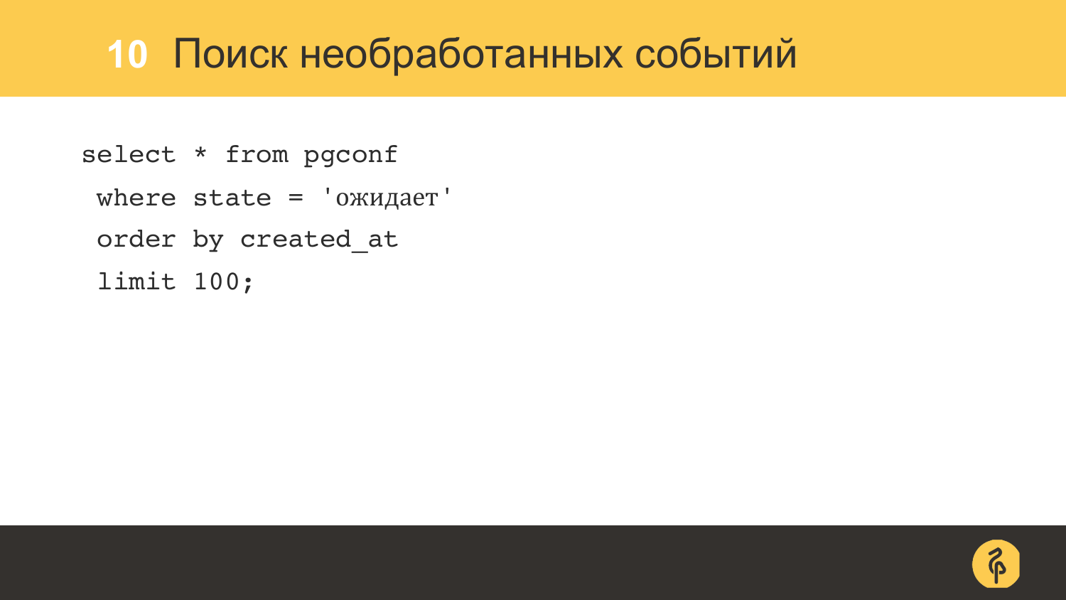# 10 Поиск необработанных событий

```
select * from pgconf
 where state = 'ожидает'
 order by created_at
 limit 100;
```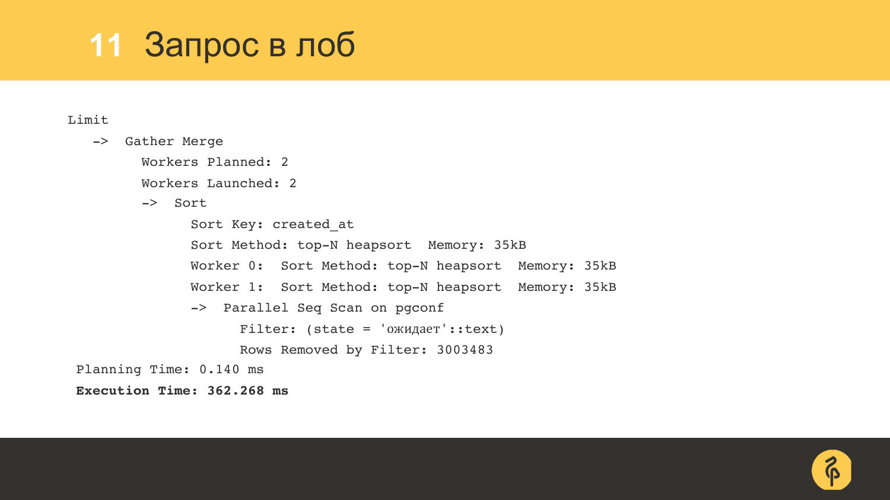# 11 Запрос в лоб

```
Limit
   ->  Gather Merge
         Workers Planned: 2
         Workers Launched: 2
         ->  Sort
               Sort Key: created_at
               Sort Method: top-N heapsort  Memory: 35kB
               Worker 0:  Sort Method: top-N heapsort  Memory: 35kB
               Worker 1:  Sort Method: top-N heapsort  Memory: 35kB
               ->  Parallel Seq Scan on pgconf
                     Filter: (state = 'ожидает'::text)
                     Rows Removed by Filter: 3003483
 Planning Time: 0.140 ms
 Execution Time: 362.268 ms
```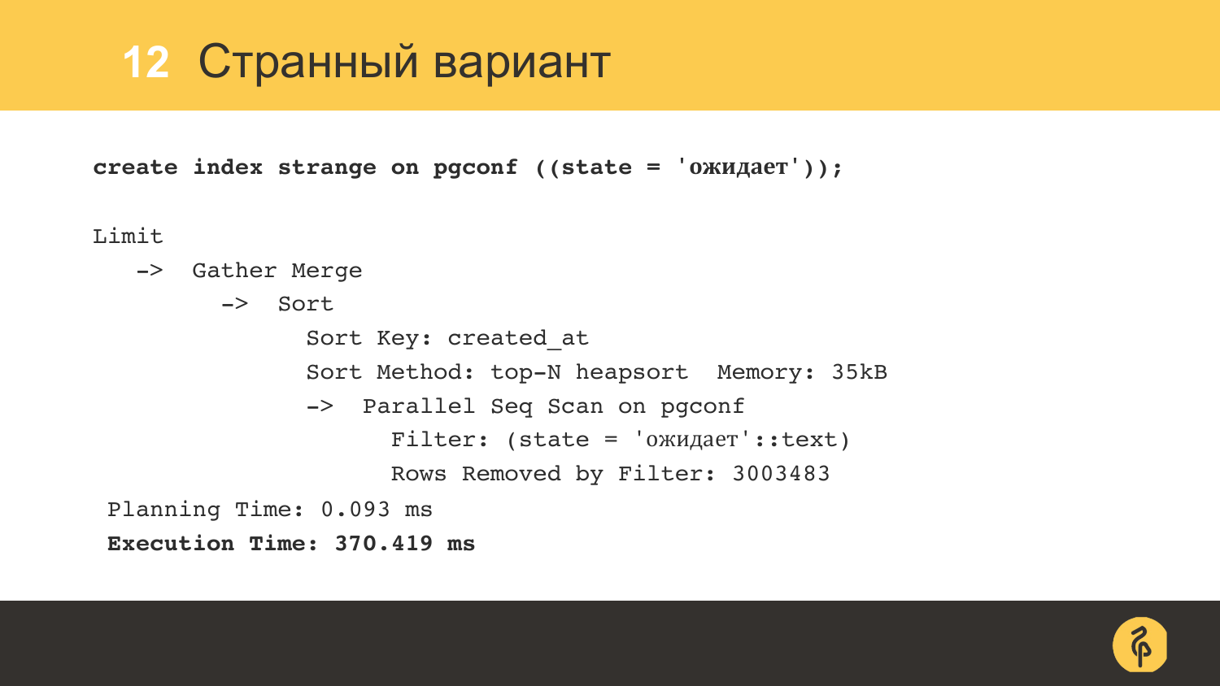# 12 Странный вариант

```
create index strange on pgconf ((state = 'ожидает'));

Limit
   ->  Gather Merge
         ->  Sort
               Sort Key: created_at
               Sort Method: top-N heapsort  Memory: 35kB
               ->  Parallel Seq Scan on pgconf
                     Filter: (state = 'ожидает'::text)
                     Rows Removed by Filter: 3003483
 Planning Time: 0.093 ms
 Execution Time: 370.419 ms
```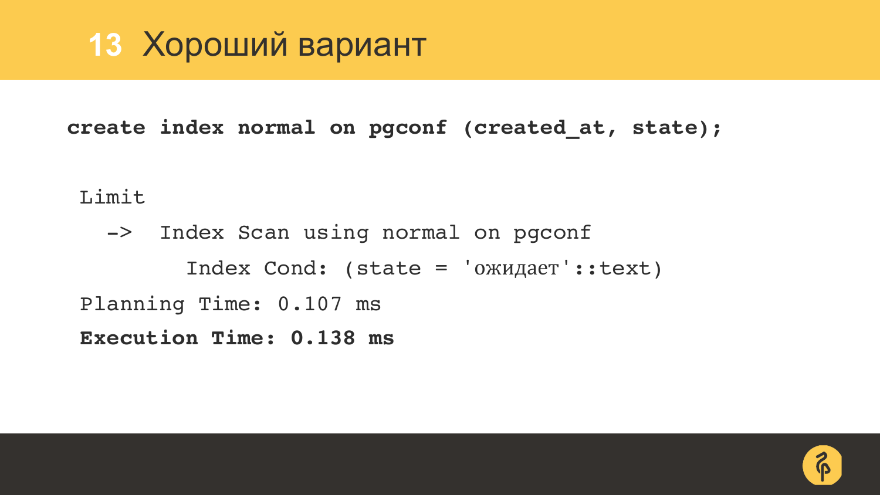# 13 Хороший вариант

```
create index normal on pgconf (created_at, state);
```

```
Limit
  ->  Index Scan using normal on pgconf
        Index Cond: (state = 'ожидает'::text)
Planning Time: 0.107 ms
Execution Time: 0.138 ms
```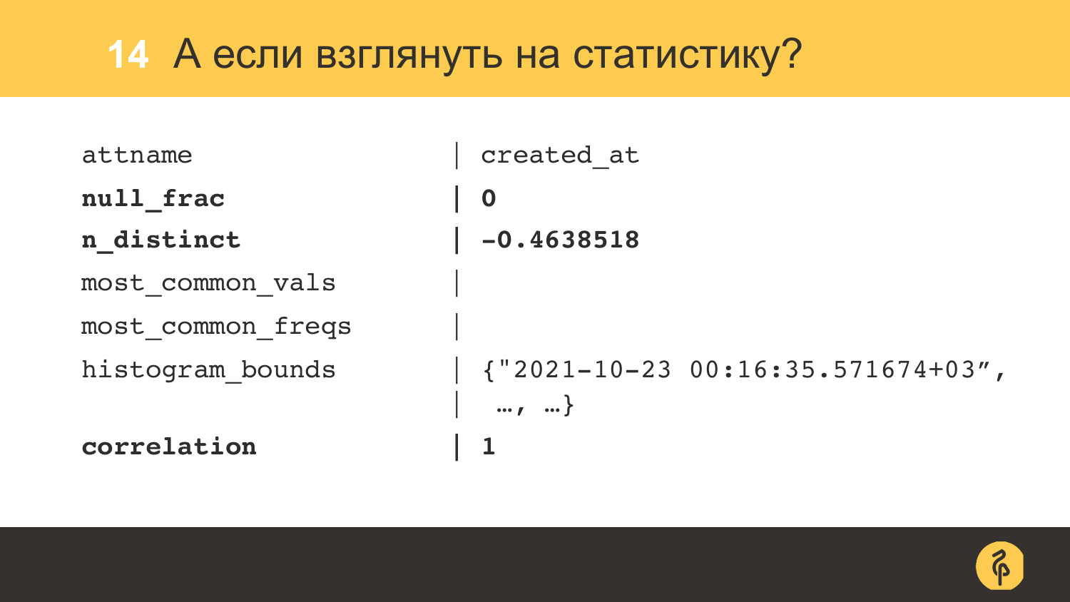# 14 А если взглянуть на статистику?

```
attname            | created_at
null_frac          | 0
n_distinct         | -0.4638518
most_common_vals   |
most_common_freqs  |
histogram_bounds   | {"2021-10-23 00:16:35.571674+03",
                   |  …, …}
correlation        | 1
```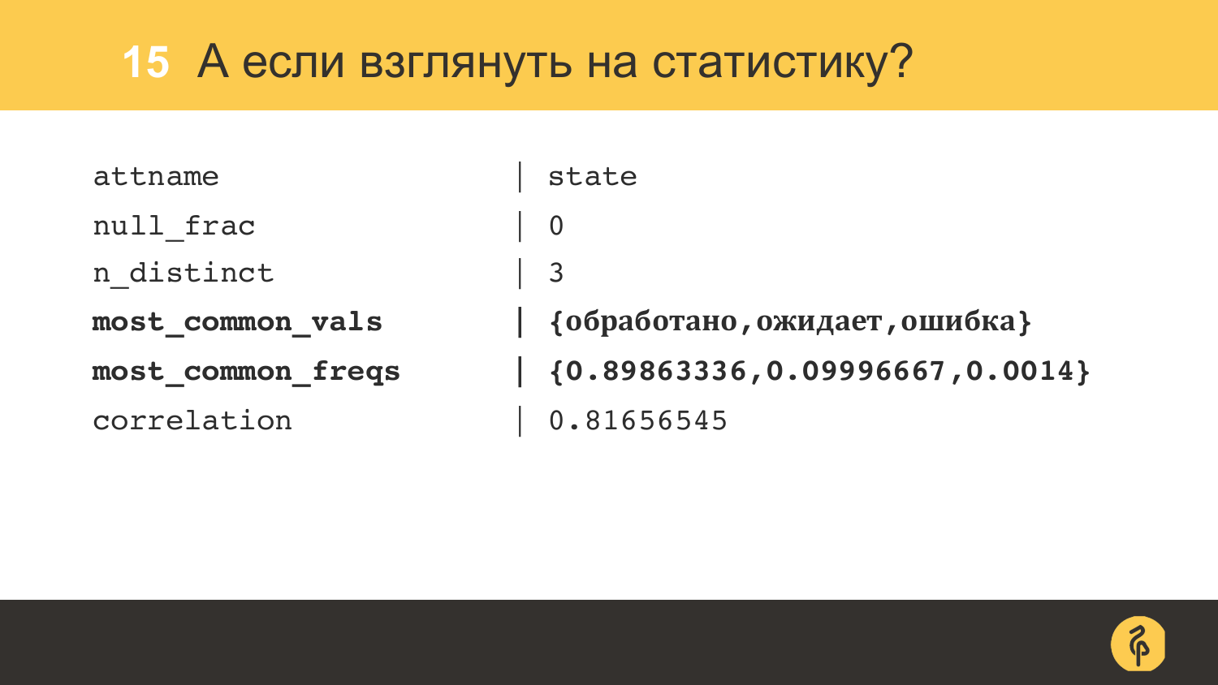# 15 А если взглянуть на статистику?

```
attname            | state
null_frac          | 0
n_distinct         | 3
most_common_vals   | {обработано,ожидает,ошибка}
most_common_freqs  | {0.89863336,0.09996667,0.0014}
correlation        | 0.81656545
```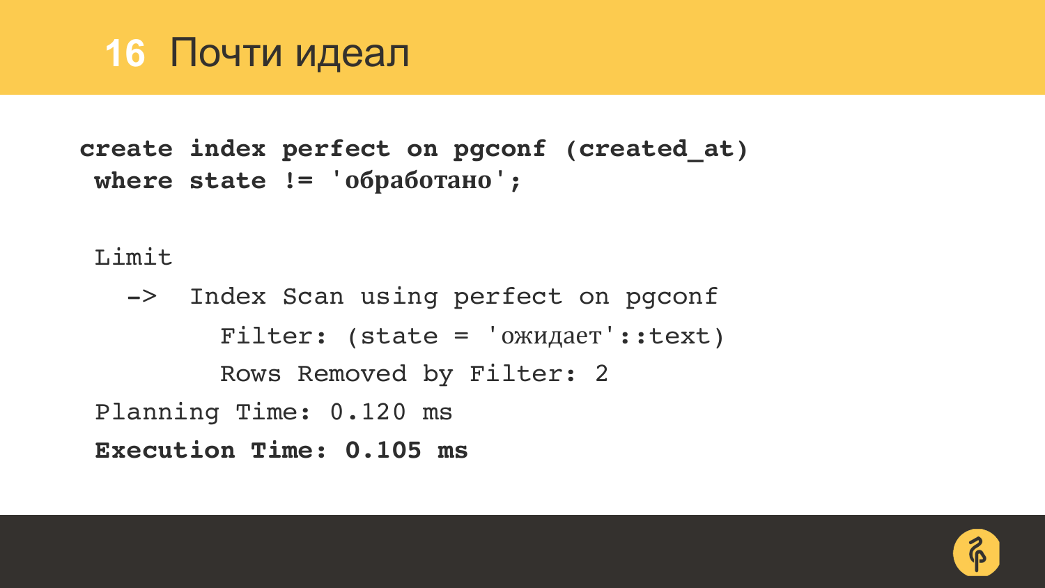# 16 Почти идеал

```
create index perfect on pgconf (created_at)
 where state != 'обработано';

 Limit
   ->  Index Scan using perfect on pgconf
         Filter: (state = 'ожидает'::text)
         Rows Removed by Filter: 2
 Planning Time: 0.120 ms
 Execution Time: 0.105 ms
```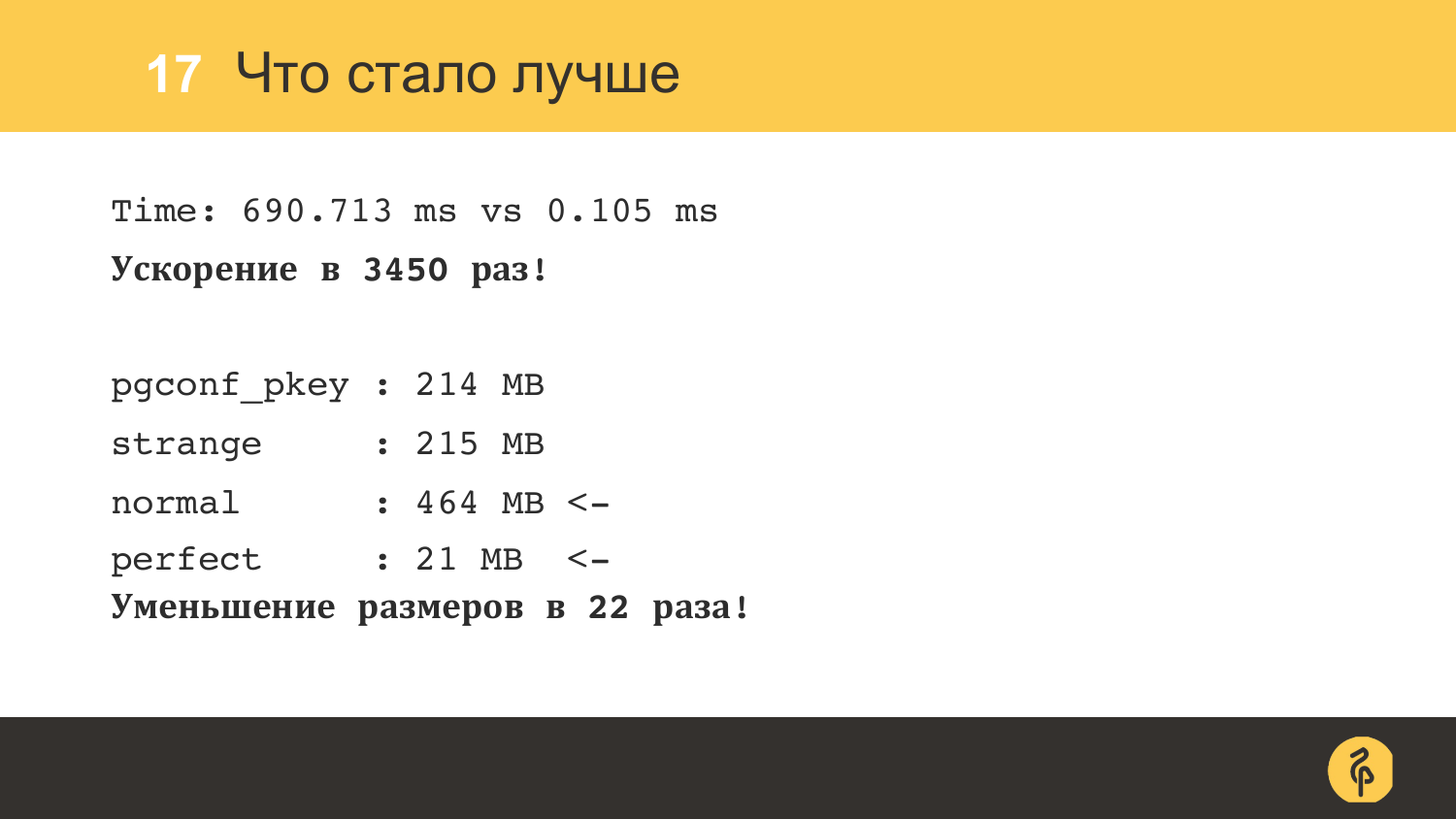# 17 Что стало лучше

```
Time: 690.713 ms vs 0.105 ms
```

**Ускорение в 3450 раз!**

```
pgconf_pkey : 214 MB
strange     : 215 MB
normal      : 464 MB <-
perfect     : 21 MB  <-
```

**Уменьшение размеров в 22 раза!**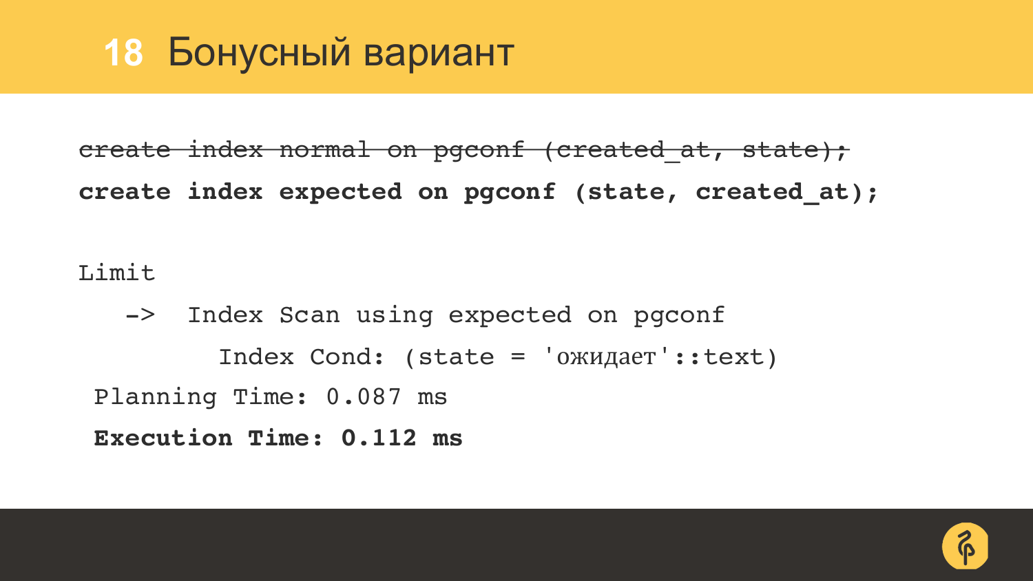# 18 Бонусный вариант

```
~~create index normal on pgconf (created_at, state);~~
create index expected on pgconf (state, created_at);

Limit
   ->  Index Scan using expected on pgconf
         Index Cond: (state = 'ожидает'::text)
 Planning Time: 0.087 ms
 Execution Time: 0.112 ms
```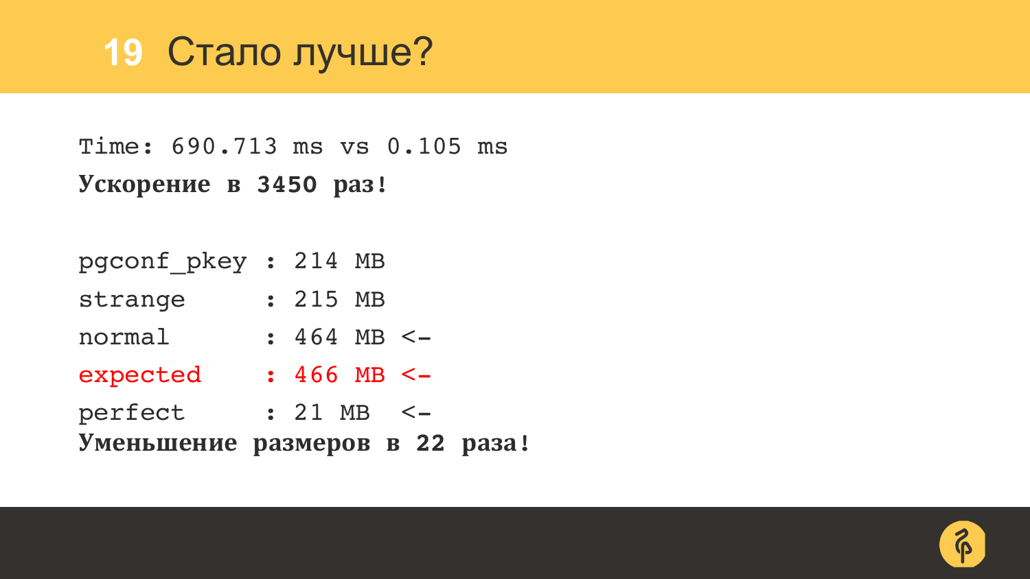# 19 Стало лучше?

```
Time: 690.713 ms vs 0.105 ms
```

**Ускорение в 3450 раз!**

```
pgconf_pkey : 214 MB
strange     : 215 MB
normal      : 464 MB <-
expected    : 466 MB <-
perfect     : 21 MB  <-
```

**Уменьшение размеров в 22 раза!**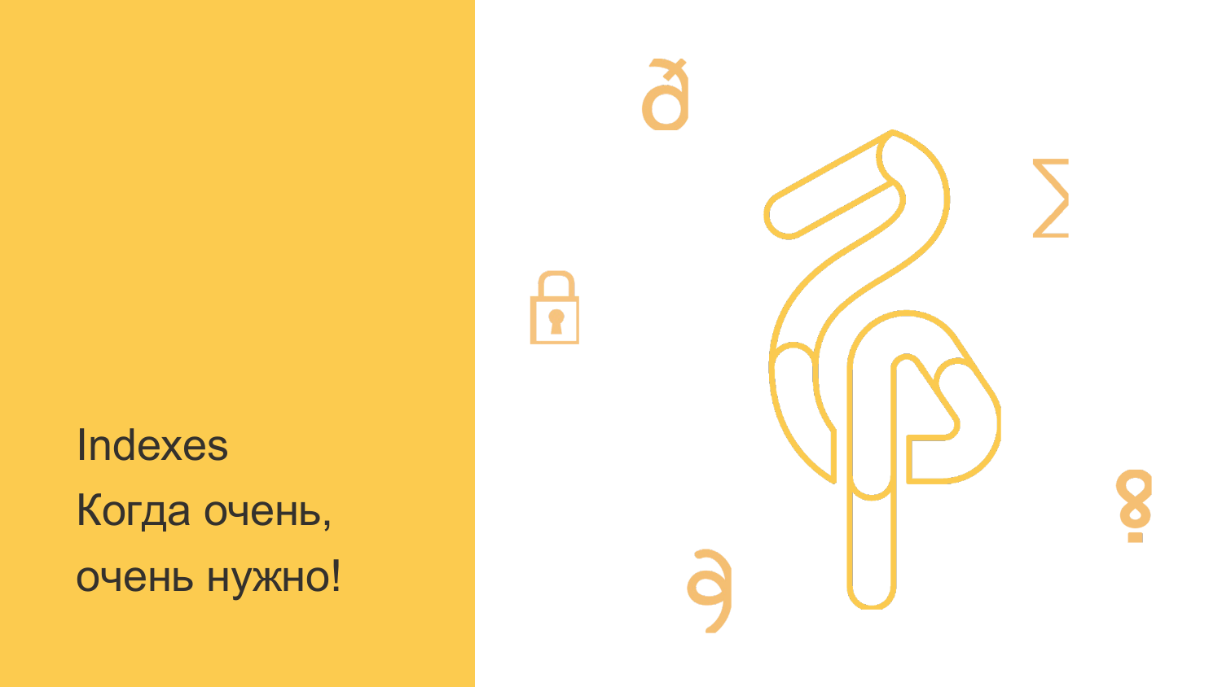# Indexes

Когда очень, очень нужно!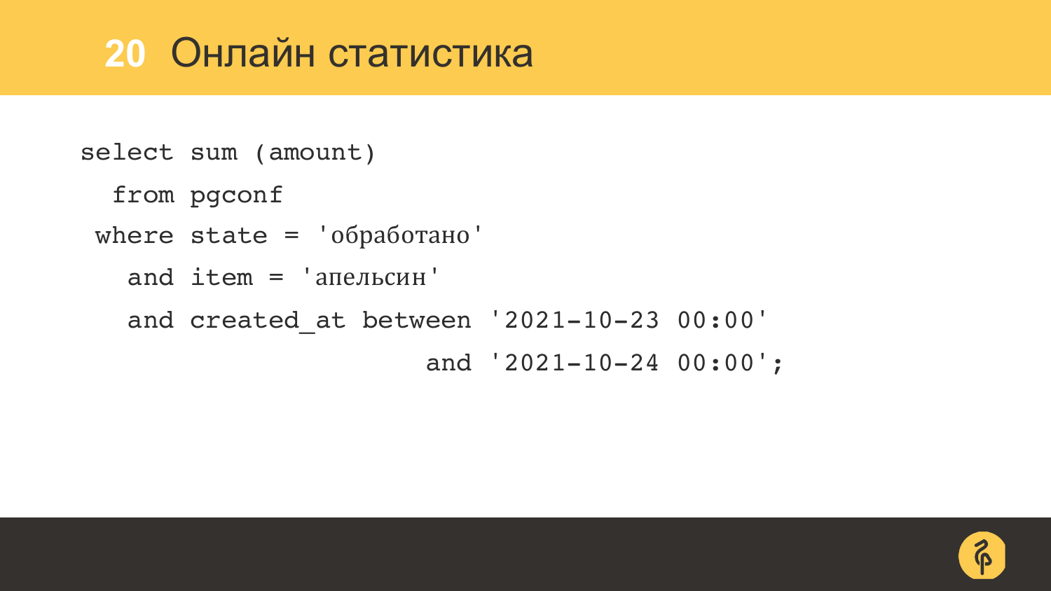# 20 Онлайн статистика

```
select sum (amount)
  from pgconf
 where state = 'обработано'
   and item = 'апельсин'
   and created_at between '2021-10-23 00:00'
                      and '2021-10-24 00:00';
```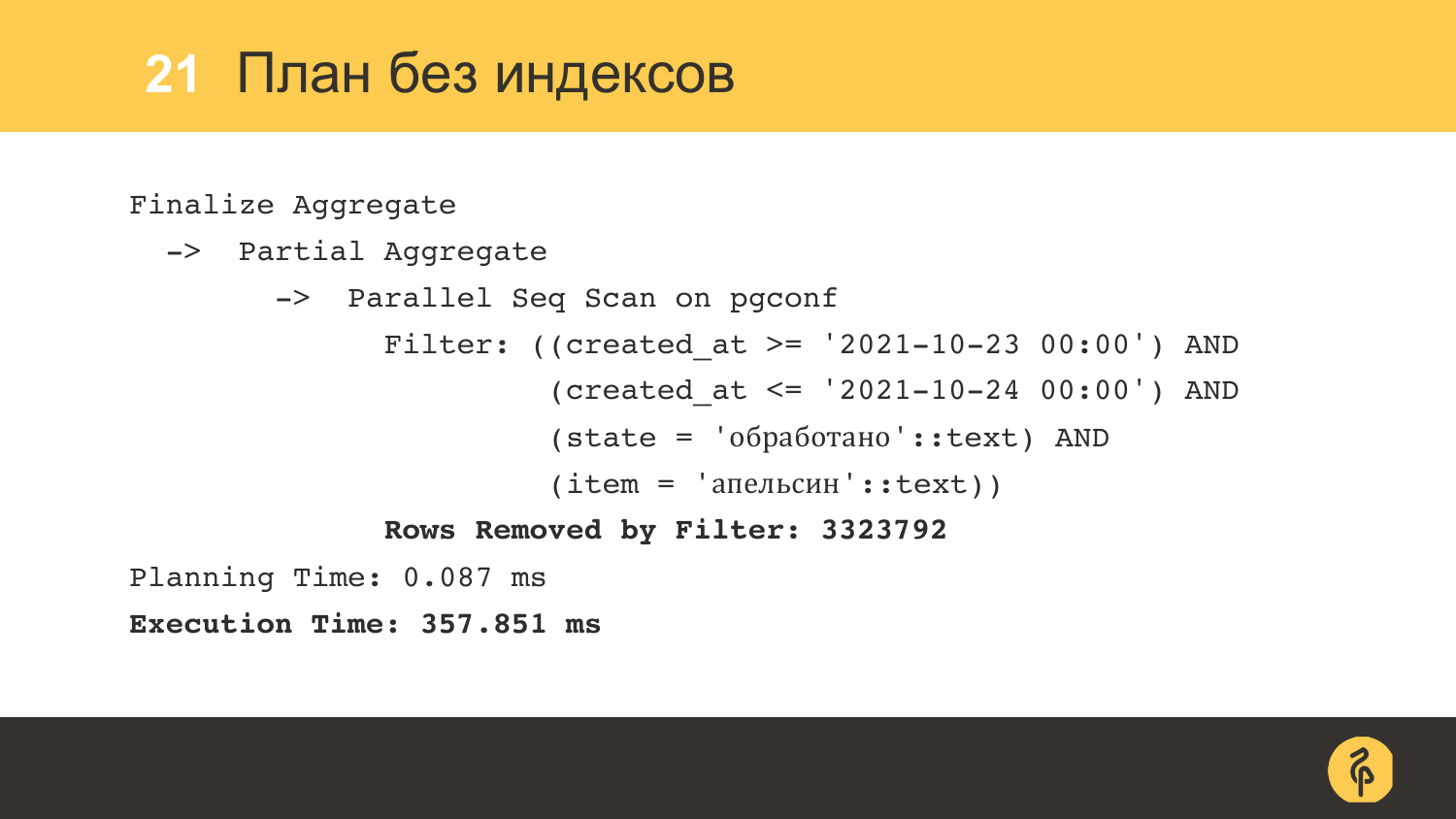# 21 План без индексов

```
Finalize Aggregate
  ->  Partial Aggregate
        ->  Parallel Seq Scan on pgconf
              Filter: ((created_at >= '2021-10-23 00:00') AND
                       (created_at <= '2021-10-24 00:00') AND
                       (state = 'обработано'::text) AND
                       (item = 'апельсин'::text))
              Rows Removed by Filter: 3323792
Planning Time: 0.087 ms
Execution Time: 357.851 ms
```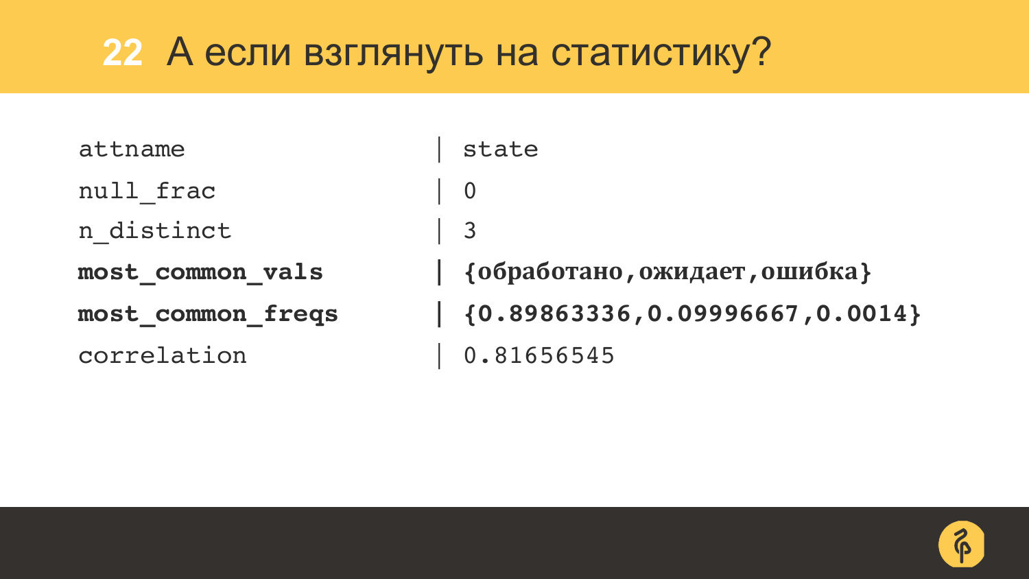# 22 А если взглянуть на статистику?

```
attname                   | state
null_frac                 | 0
n_distinct                | 3
most_common_vals          | {обработано,ожидает,ошибка}
most_common_freqs         | {0.89863336,0.09996667,0.0014}
correlation               | 0.81656545
```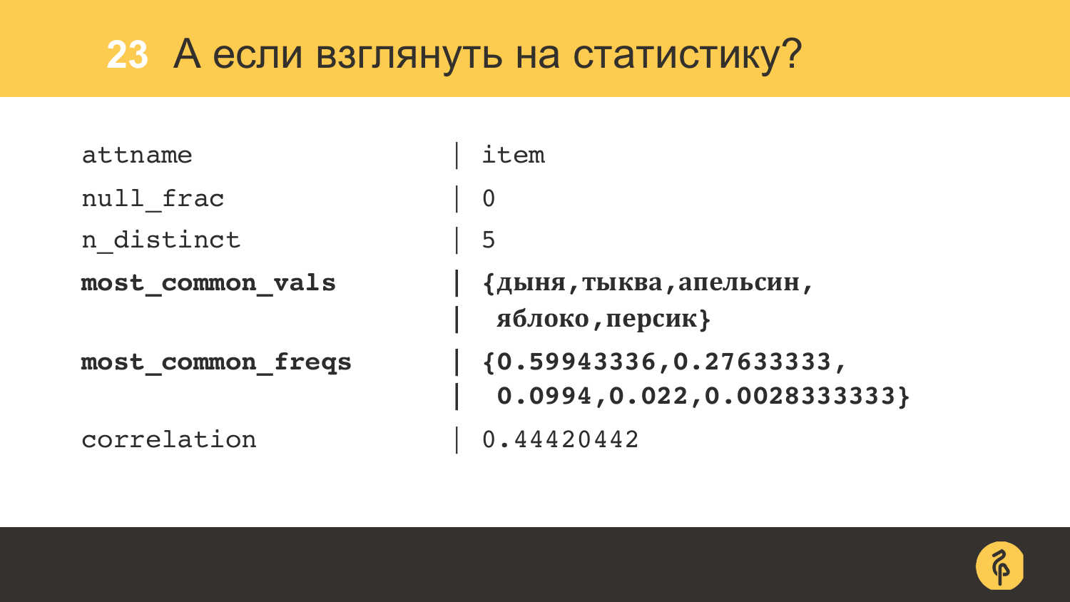## 23 А если взглянуть на статистику?

```
attname           | item
null_frac         | 0
n_distinct        | 5
most_common_vals  | {дыня,тыква,апельсин,
                  |  яблоко,персик}
most_common_freqs | {0.59943336,0.27633333,
                  |  0.0994,0.022,0.0028333333}
correlation       | 0.44420442
```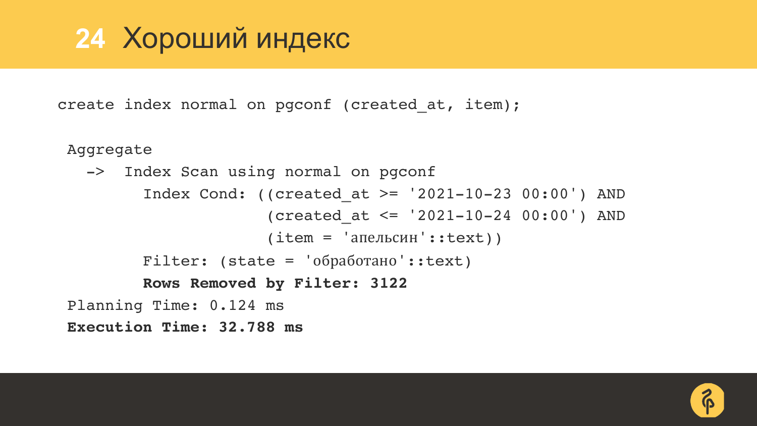# 24 Хороший индекс

```
create index normal on pgconf (created_at, item);

 Aggregate
   ->  Index Scan using normal on pgconf
         Index Cond: ((created_at >= '2021-10-23 00:00') AND
                      (created_at <= '2021-10-24 00:00') AND
                      (item = 'апельсин'::text))
         Filter: (state = 'обработано'::text)
         Rows Removed by Filter: 3122
 Planning Time: 0.124 ms
 Execution Time: 32.788 ms
```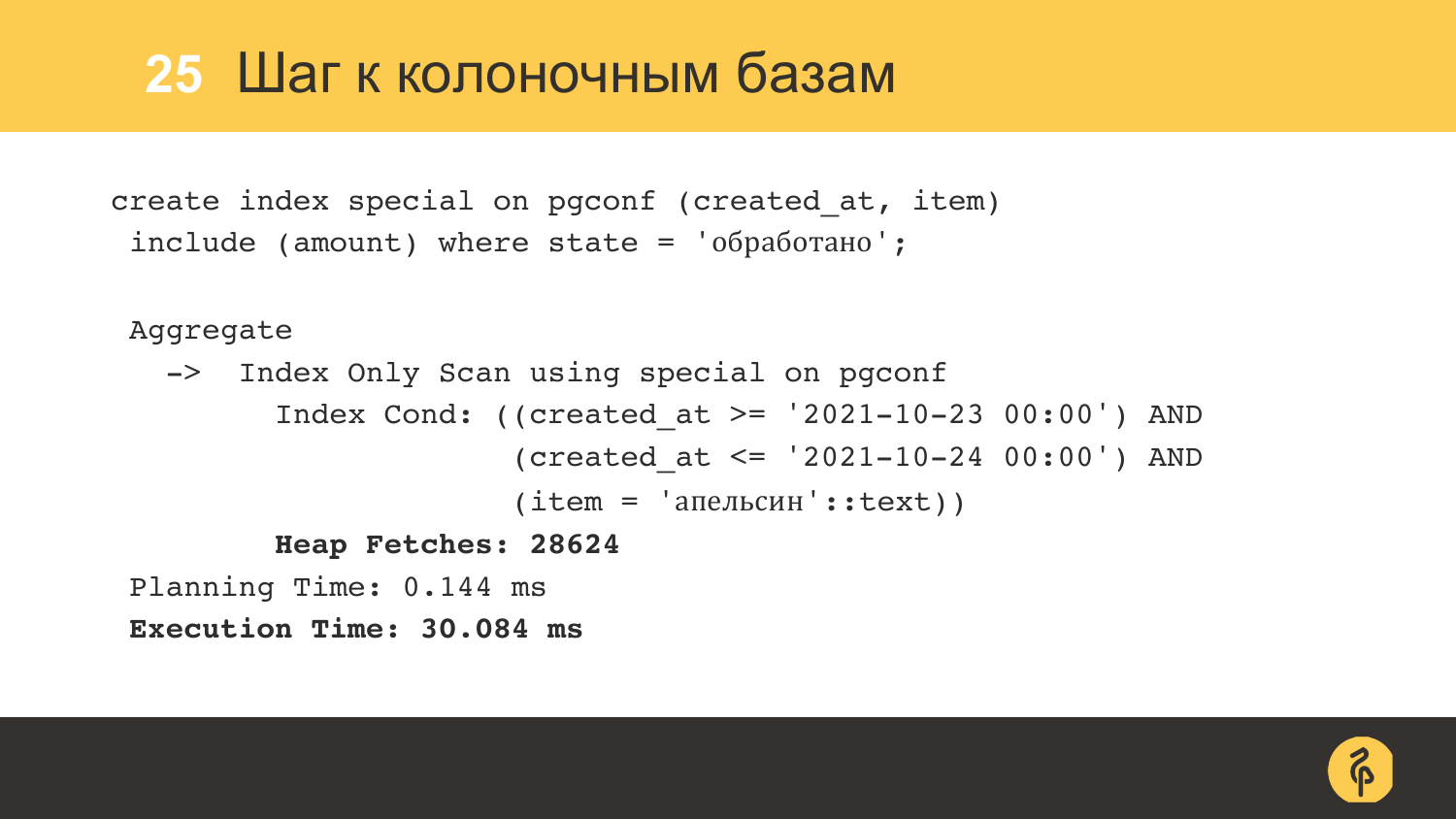# 25 Шаг к колоночным базам

```
create index special on pgconf (created_at, item)
 include (amount) where state = 'обработано';

 Aggregate
   ->  Index Only Scan using special on pgconf
         Index Cond: ((created_at >= '2021-10-23 00:00') AND
                      (created_at <= '2021-10-24 00:00') AND
                      (item = 'апельсин'::text))
         Heap Fetches: 28624
 Planning Time: 0.144 ms
 Execution Time: 30.084 ms
```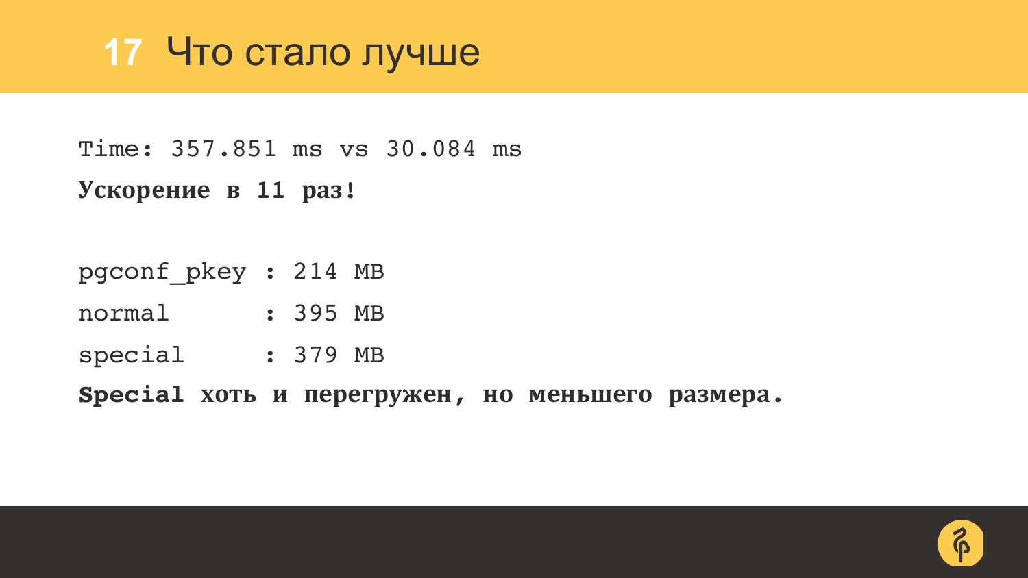# 17 Что стало лучше

Time: 357.851 ms vs 30.084 ms

**Ускорение в 11 раз!**

```
pgconf_pkey : 214 MB
normal      : 395 MB
special     : 379 MB
```

**Special хоть и перегружен, но меньшего размера.**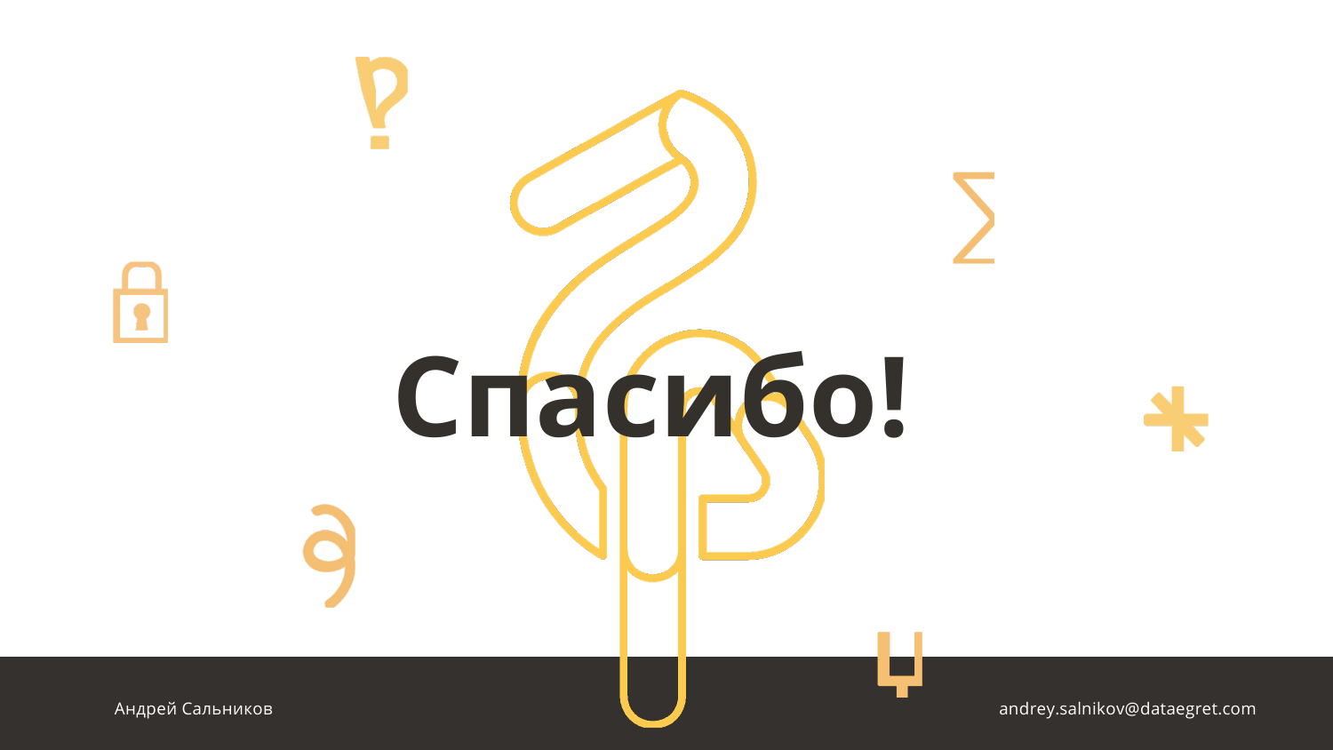# Спасибо!

Андрей Сальников

andrey.salnikov@dataegret.com